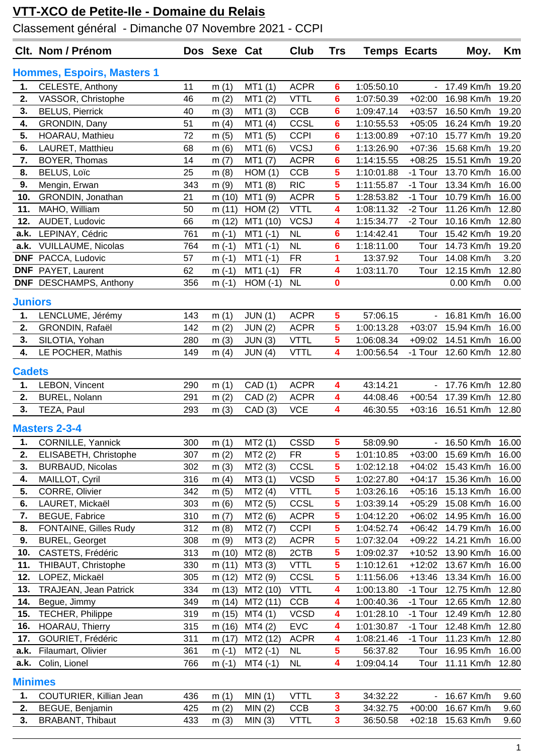# VTT-XCO de Petite-Ile - Domaine du Relais

Classement général - Dimanche 07 Novembre 2021 - CCPI

| Clt. | Nom / Prénom | Dos | Sexe | Cat | Club | Trs | Temps | Ecarts | Moy. | Km |
|---|---|---|---|---|---|---|---|---|---|---|
| **Hommes, Espoirs, Masters 1** | | | | | | | | | | |
| 1. | CELESTE, Anthony | 11 | m (1) | MT1 (1) | ACPR | 6 | 1:05:50.10 | - | 17.49 Km/h | 19.20 |
| 2. | VASSOR, Christophe | 46 | m (2) | MT1 (2) | VTTL | 6 | 1:07:50.39 | +02:00 | 16.98 Km/h | 19.20 |
| 3. | BELUS, Pierrick | 40 | m (3) | MT1 (3) | CCB | 6 | 1:09:47.14 | +03:57 | 16.50 Km/h | 19.20 |
| 4. | GRONDIN, Dany | 51 | m (4) | MT1 (4) | CCSL | 6 | 1:10:55.53 | +05:05 | 16.24 Km/h | 19.20 |
| 5. | HOARAU, Mathieu | 72 | m (5) | MT1 (5) | CCPI | 6 | 1:13:00.89 | +07:10 | 15.77 Km/h | 19.20 |
| 6. | LAURET, Matthieu | 68 | m (6) | MT1 (6) | VCSJ | 6 | 1:13:26.90 | +07:36 | 15.68 Km/h | 19.20 |
| 7. | BOYER, Thomas | 14 | m (7) | MT1 (7) | ACPR | 6 | 1:14:15.55 | +08:25 | 15.51 Km/h | 19.20 |
| 8. | BELUS, Loïc | 25 | m (8) | HOM (1) | CCB | 5 | 1:10:01.88 | -1 Tour | 13.70 Km/h | 16.00 |
| 9. | Mengin, Erwan | 343 | m (9) | MT1 (8) | RIC | 5 | 1:11:55.87 | -1 Tour | 13.34 Km/h | 16.00 |
| 10. | GRONDIN, Jonathan | 21 | m (10) | MT1 (9) | ACPR | 5 | 1:28:53.82 | -1 Tour | 10.79 Km/h | 16.00 |
| 11. | MAHO, William | 50 | m (11) | HOM (2) | VTTL | 4 | 1:08:11.32 | -2 Tour | 11.26 Km/h | 12.80 |
| 12. | AUDET, Ludovic | 66 | m (12) | MT1 (10) | VCSJ | 4 | 1:15:34.77 | -2 Tour | 10.16 Km/h | 12.80 |
| a.k. | LEPINAY, Cédric | 761 | m (-1) | MT1 (-1) | NL | 6 | 1:14:42.41 | Tour | 15.42 Km/h | 19.20 |
| a.k. | VUILLAUME, Nicolas | 764 | m (-1) | MT1 (-1) | NL | 6 | 1:18:11.00 | Tour | 14.73 Km/h | 19.20 |
| DNF | PACCA, Ludovic | 57 | m (-1) | MT1 (-1) | FR | 1 | 13:37.92 | Tour | 14.08 Km/h | 3.20 |
| DNF | PAYET, Laurent | 62 | m (-1) | MT1 (-1) | FR | 4 | 1:03:11.70 | Tour | 12.15 Km/h | 12.80 |
| DNF | DESCHAMPS, Anthony | 356 | m (-1) | HOM (-1) | NL | 0 | | | 0.00 Km/h | 0.00 |
| **Juniors** | | | | | | | | | | |
| 1. | LENCLUME, Jérémy | 143 | m (1) | JUN (1) | ACPR | 5 | 57:06.15 | - | 16.81 Km/h | 16.00 |
| 2. | GRONDIN, Rafaël | 142 | m (2) | JUN (2) | ACPR | 5 | 1:00:13.28 | +03:07 | 15.94 Km/h | 16.00 |
| 3. | SILOTIA, Yohan | 280 | m (3) | JUN (3) | VTTL | 5 | 1:06:08.34 | +09:02 | 14.51 Km/h | 16.00 |
| 4. | LE POCHER, Mathis | 149 | m (4) | JUN (4) | VTTL | 4 | 1:00:56.54 | -1 Tour | 12.60 Km/h | 12.80 |
| **Cadets** | | | | | | | | | | |
| 1. | LEBON, Vincent | 290 | m (1) | CAD (1) | ACPR | 4 | 43:14.21 | - | 17.76 Km/h | 12.80 |
| 2. | BUREL, Nolann | 291 | m (2) | CAD (2) | ACPR | 4 | 44:08.46 | +00:54 | 17.39 Km/h | 12.80 |
| 3. | TEZA, Paul | 293 | m (3) | CAD (3) | VCE | 4 | 46:30.55 | +03:16 | 16.51 Km/h | 12.80 |
| **Masters 2-3-4** | | | | | | | | | | |
| 1. | CORNILLE, Yannick | 300 | m (1) | MT2 (1) | CSSD | 5 | 58:09.90 | - | 16.50 Km/h | 16.00 |
| 2. | ELISABETH, Christophe | 307 | m (2) | MT2 (2) | FR | 5 | 1:01:10.85 | +03:00 | 15.69 Km/h | 16.00 |
| 3. | BURBAUD, Nicolas | 302 | m (3) | MT2 (3) | CCSL | 5 | 1:02:12.18 | +04:02 | 15.43 Km/h | 16.00 |
| 4. | MAILLOT, Cyril | 316 | m (4) | MT3 (1) | VCSD | 5 | 1:02:27.80 | +04:17 | 15.36 Km/h | 16.00 |
| 5. | CORRE, Olivier | 342 | m (5) | MT2 (4) | VTTL | 5 | 1:03:26.16 | +05:16 | 15.13 Km/h | 16.00 |
| 6. | LAURET, Mickaël | 303 | m (6) | MT2 (5) | CCSL | 5 | 1:03:39.14 | +05:29 | 15.08 Km/h | 16.00 |
| 7. | BEGUE, Fabrice | 310 | m (7) | MT2 (6) | ACPR | 5 | 1:04:12.20 | +06:02 | 14.95 Km/h | 16.00 |
| 8. | FONTAINE, Gilles Rudy | 312 | m (8) | MT2 (7) | CCPI | 5 | 1:04:52.74 | +06:42 | 14.79 Km/h | 16.00 |
| 9. | BUREL, Georget | 308 | m (9) | MT3 (2) | ACPR | 5 | 1:07:32.04 | +09:22 | 14.21 Km/h | 16.00 |
| 10. | CASTETS, Frédéric | 313 | m (10) | MT2 (8) | 2CTB | 5 | 1:09:02.37 | +10:52 | 13.90 Km/h | 16.00 |
| 11. | THIBAUT, Christophe | 330 | m (11) | MT3 (3) | VTTL | 5 | 1:10:12.61 | +12:02 | 13.67 Km/h | 16.00 |
| 12. | LOPEZ, Mickaël | 305 | m (12) | MT2 (9) | CCSL | 5 | 1:11:56.06 | +13:46 | 13.34 Km/h | 16.00 |
| 13. | TRAJEAN, Jean Patrick | 334 | m (13) | MT2 (10) | VTTL | 4 | 1:00:13.80 | -1 Tour | 12.75 Km/h | 12.80 |
| 14. | Begue, Jimmy | 349 | m (14) | MT2 (11) | CCB | 4 | 1:00:40.36 | -1 Tour | 12.65 Km/h | 12.80 |
| 15. | TECHER, Philippe | 319 | m (15) | MT4 (1) | VCSD | 4 | 1:01:28.10 | -1 Tour | 12.49 Km/h | 12.80 |
| 16. | HOARAU, Thierry | 315 | m (16) | MT4 (2) | EVC | 4 | 1:01:30.87 | -1 Tour | 12.48 Km/h | 12.80 |
| 17. | GOURIET, Frédéric | 311 | m (17) | MT2 (12) | ACPR | 4 | 1:08:21.46 | -1 Tour | 11.23 Km/h | 12.80 |
| a.k. | Filaumart, Olivier | 361 | m (-1) | MT2 (-1) | NL | 5 | 56:37.82 | Tour | 16.95 Km/h | 16.00 |
| a.k. | Colin, Lionel | 766 | m (-1) | MT4 (-1) | NL | 4 | 1:09:04.14 | Tour | 11.11 Km/h | 12.80 |
| **Minimes** | | | | | | | | | | |
| 1. | COUTURIER, Killian Jean | 436 | m (1) | MIN (1) | VTTL | 3 | 34:32.22 | - | 16.67 Km/h | 9.60 |
| 2. | BEGUE, Benjamin | 425 | m (2) | MIN (2) | CCB | 3 | 34:32.75 | +00:00 | 16.67 Km/h | 9.60 |
| 3. | BRABANT, Thibaut | 433 | m (3) | MIN (3) | VTTL | 3 | 36:50.58 | +02:18 | 15.63 Km/h | 9.60 |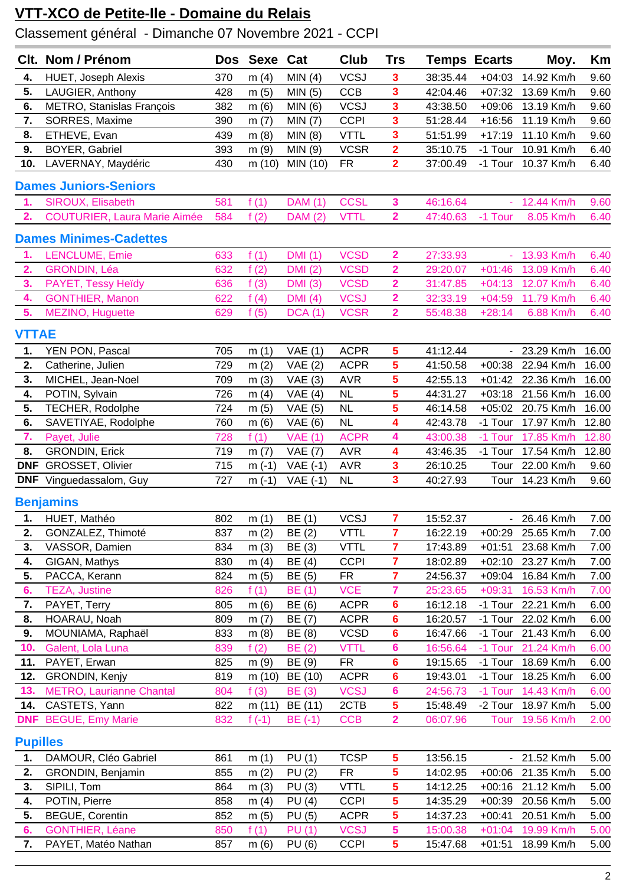# VTT-XCO de Petite-Ile - Domaine du Relais

Classement général - Dimanche 07 Novembre 2021 - CCPI

| Clt. | Nom / Prénom | Dos | Sexe | Cat | Club | Trs | Temps | Ecarts | Moy. | Km |
|---|---|---|---|---|---|---|---|---|---|---|
| 4. | HUET, Joseph Alexis | 370 | m (4) | MIN (4) | VCSJ | 3 | 38:35.44 | +04:03 | 14.92 Km/h | 9.60 |
| 5. | LAUGIER, Anthony | 428 | m (5) | MIN (5) | CCB | 3 | 42:04.46 | +07:32 | 13.69 Km/h | 9.60 |
| 6. | METRO, Stanislas François | 382 | m (6) | MIN (6) | VCSJ | 3 | 43:38.50 | +09:06 | 13.19 Km/h | 9.60 |
| 7. | SORRES, Maxime | 390 | m (7) | MIN (7) | CCPI | 3 | 51:28.44 | +16:56 | 11.19 Km/h | 9.60 |
| 8. | ETHEVE, Evan | 439 | m (8) | MIN (8) | VTTL | 3 | 51:51.99 | +17:19 | 11.10 Km/h | 9.60 |
| 9. | BOYER, Gabriel | 393 | m (9) | MIN (9) | VCSR | 2 | 35:10.75 | -1 Tour | 10.91 Km/h | 6.40 |
| 10. | LAVERNAY, Maydéric | 430 | m (10) | MIN (10) | FR | 2 | 37:00.49 | -1 Tour | 10.37 Km/h | 6.40 |

## Dames Juniors-Seniors

| Clt. | Nom / Prénom | Dos | Sexe | Cat | Club | Trs | Temps | Ecarts | Moy. | Km |
|---|---|---|---|---|---|---|---|---|---|---|
| 1. | SIROUX, Elisabeth | 581 | f (1) | DAM (1) | CCSL | 3 | 46:16.64 | - | 12.44 Km/h | 9.60 |
| 2. | COUTURIER, Laura Marie Aimée | 584 | f (2) | DAM (2) | VTTL | 2 | 47:40.63 | -1 Tour | 8.05 Km/h | 6.40 |

## Dames Minimes-Cadettes

| Clt. | Nom / Prénom | Dos | Sexe | Cat | Club | Trs | Temps | Ecarts | Moy. | Km |
|---|---|---|---|---|---|---|---|---|---|---|
| 1. | LENCLUME, Emie | 633 | f (1) | DMI (1) | VCSD | 2 | 27:33.93 | - | 13.93 Km/h | 6.40 |
| 2. | GRONDIN, Léa | 632 | f (2) | DMI (2) | VCSD | 2 | 29:20.07 | +01:46 | 13.09 Km/h | 6.40 |
| 3. | PAYET, Tessy Heïdy | 636 | f (3) | DMI (3) | VCSD | 2 | 31:47.85 | +04:13 | 12.07 Km/h | 6.40 |
| 4. | GONTHIER, Manon | 622 | f (4) | DMI (4) | VCSJ | 2 | 32:33.19 | +04:59 | 11.79 Km/h | 6.40 |
| 5. | MEZINO, Huguette | 629 | f (5) | DCA (1) | VCSR | 2 | 55:48.38 | +28:14 | 6.88 Km/h | 6.40 |

## VTTAE

| Clt. | Nom / Prénom | Dos | Sexe | Cat | Club | Trs | Temps | Ecarts | Moy. | Km |
|---|---|---|---|---|---|---|---|---|---|---|
| 1. | YEN PON, Pascal | 705 | m (1) | VAE (1) | ACPR | 5 | 41:12.44 | - | 23.29 Km/h | 16.00 |
| 2. | Catherine, Julien | 729 | m (2) | VAE (2) | ACPR | 5 | 41:50.58 | +00:38 | 22.94 Km/h | 16.00 |
| 3. | MICHEL, Jean-Noel | 709 | m (3) | VAE (3) | AVR | 5 | 42:55.13 | +01:42 | 22.36 Km/h | 16.00 |
| 4. | POTIN, Sylvain | 726 | m (4) | VAE (4) | NL | 5 | 44:31.27 | +03:18 | 21.56 Km/h | 16.00 |
| 5. | TECHER, Rodolphe | 724 | m (5) | VAE (5) | NL | 5 | 46:14.58 | +05:02 | 20.75 Km/h | 16.00 |
| 6. | SAVETIYAE, Rodolphe | 760 | m (6) | VAE (6) | NL | 4 | 42:43.78 | -1 Tour | 17.97 Km/h | 12.80 |
| 7. | Payet, Julie | 728 | f (1) | VAE (1) | ACPR | 4 | 43:00.38 | -1 Tour | 17.85 Km/h | 12.80 |
| 8. | GRONDIN, Erick | 719 | m (7) | VAE (7) | AVR | 4 | 43:46.35 | -1 Tour | 17.54 Km/h | 12.80 |
| DNF | GROSSET, Olivier | 715 | m (-1) | VAE (-1) | AVR | 3 | 26:10.25 | Tour | 22.00 Km/h | 9.60 |
| DNF | Vinguedassalom, Guy | 727 | m (-1) | VAE (-1) | NL | 3 | 40:27.93 | Tour | 14.23 Km/h | 9.60 |

## Benjamins

| Clt. | Nom / Prénom | Dos | Sexe | Cat | Club | Trs | Temps | Ecarts | Moy. | Km |
|---|---|---|---|---|---|---|---|---|---|---|
| 1. | HUET, Mathéo | 802 | m (1) | BE (1) | VCSJ | 7 | 15:52.37 | - | 26.46 Km/h | 7.00 |
| 2. | GONZALEZ, Thimoté | 837 | m (2) | BE (2) | VTTL | 7 | 16:22.19 | +00:29 | 25.65 Km/h | 7.00 |
| 3. | VASSOR, Damien | 834 | m (3) | BE (3) | VTTL | 7 | 17:43.89 | +01:51 | 23.68 Km/h | 7.00 |
| 4. | GIGAN, Mathys | 830 | m (4) | BE (4) | CCPI | 7 | 18:02.89 | +02:10 | 23.27 Km/h | 7.00 |
| 5. | PACCA, Kerann | 824 | m (5) | BE (5) | FR | 7 | 24:56.37 | +09:04 | 16.84 Km/h | 7.00 |
| 6. | TEZA, Justine | 826 | f (1) | BE (1) | VCE | 7 | 25:23.65 | +09:31 | 16.53 Km/h | 7.00 |
| 7. | PAYET, Terry | 805 | m (6) | BE (6) | ACPR | 6 | 16:12.18 | -1 Tour | 22.21 Km/h | 6.00 |
| 8. | HOARAU, Noah | 809 | m (7) | BE (7) | ACPR | 6 | 16:20.57 | -1 Tour | 22.02 Km/h | 6.00 |
| 9. | MOUNIAMA, Raphaël | 833 | m (8) | BE (8) | VCSD | 6 | 16:47.66 | -1 Tour | 21.43 Km/h | 6.00 |
| 10. | Galent, Lola Luna | 839 | f (2) | BE (2) | VTTL | 6 | 16:56.64 | -1 Tour | 21.24 Km/h | 6.00 |
| 11. | PAYET, Erwan | 825 | m (9) | BE (9) | FR | 6 | 19:15.65 | -1 Tour | 18.69 Km/h | 6.00 |
| 12. | GRONDIN, Kenjy | 819 | m (10) | BE (10) | ACPR | 6 | 19:43.01 | -1 Tour | 18.25 Km/h | 6.00 |
| 13. | METRO, Laurianne Chantal | 804 | f (3) | BE (3) | VCSJ | 6 | 24:56.73 | -1 Tour | 14.43 Km/h | 6.00 |
| 14. | CASTETS, Yann | 822 | m (11) | BE (11) | 2CTB | 5 | 15:48.49 | -2 Tour | 18.97 Km/h | 5.00 |
| DNF | BEGUE, Emy Marie | 832 | f (-1) | BE (-1) | CCB | 2 | 06:07.96 | Tour | 19.56 Km/h | 2.00 |

## Pupilles

| Clt. | Nom / Prénom | Dos | Sexe | Cat | Club | Trs | Temps | Ecarts | Moy. | Km |
|---|---|---|---|---|---|---|---|---|---|---|
| 1. | DAMOUR, Cléo Gabriel | 861 | m (1) | PU (1) | TCSP | 5 | 13:56.15 | - | 21.52 Km/h | 5.00 |
| 2. | GRONDIN, Benjamin | 855 | m (2) | PU (2) | FR | 5 | 14:02.95 | +00:06 | 21.35 Km/h | 5.00 |
| 3. | SIPILI, Tom | 864 | m (3) | PU (3) | VTTL | 5 | 14:12.25 | +00:16 | 21.12 Km/h | 5.00 |
| 4. | POTIN, Pierre | 858 | m (4) | PU (4) | CCPI | 5 | 14:35.29 | +00:39 | 20.56 Km/h | 5.00 |
| 5. | BEGUE, Corentin | 852 | m (5) | PU (5) | ACPR | 5 | 14:37.23 | +00:41 | 20.51 Km/h | 5.00 |
| 6. | GONTHIER, Léane | 850 | f (1) | PU (1) | VCSJ | 5 | 15:00.38 | +01:04 | 19.99 Km/h | 5.00 |
| 7. | PAYET, Matéo Nathan | 857 | m (6) | PU (6) | CCPI | 5 | 15:47.68 | +01:51 | 18.99 Km/h | 5.00 |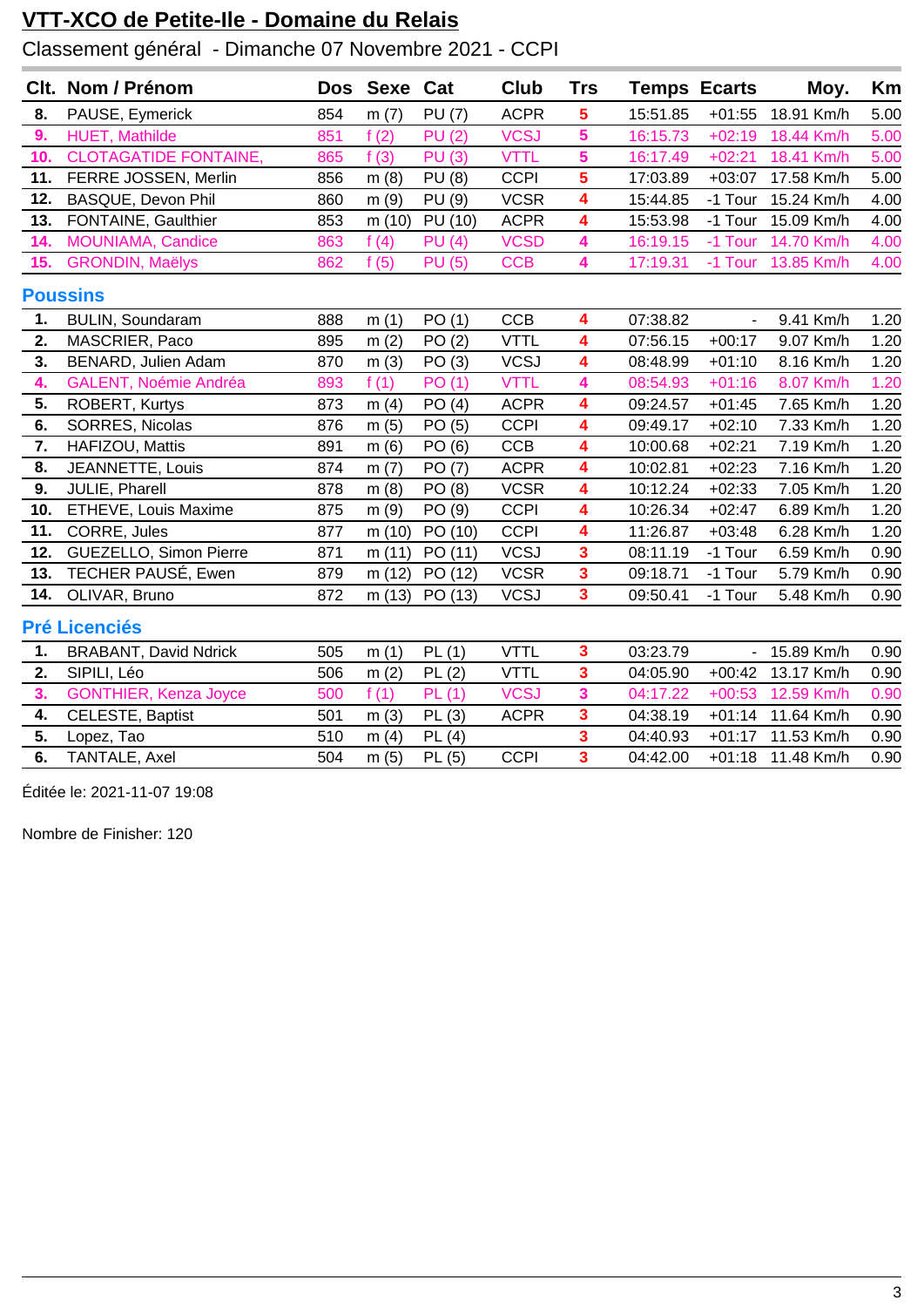# VTT-XCO de Petite-Ile - Domaine du Relais

Classement général - Dimanche 07 Novembre 2021 - CCPI

| Clt. | Nom / Prénom | Dos | Sexe | Cat | Club | Trs | Temps | Ecarts | Moy. | Km |
|---|---|---|---|---|---|---|---|---|---|---|
| 8. | PAUSE, Eymerick | 854 | m (7) | PU (7) | ACPR | 5 | 15:51.85 | +01:55 | 18.91 Km/h | 5.00 |
| 9. | HUET, Mathilde | 851 | f (2) | PU (2) | VCSJ | 5 | 16:15.73 | +02:19 | 18.44 Km/h | 5.00 |
| 10. | CLOTAGATIDE FONTAINE, | 865 | f (3) | PU (3) | VTTL | 5 | 16:17.49 | +02:21 | 18.41 Km/h | 5.00 |
| 11. | FERRE JOSSEN, Merlin | 856 | m (8) | PU (8) | CCPI | 5 | 17:03.89 | +03:07 | 17.58 Km/h | 5.00 |
| 12. | BASQUE, Devon Phil | 860 | m (9) | PU (9) | VCSR | 4 | 15:44.85 | -1 Tour | 15.24 Km/h | 4.00 |
| 13. | FONTAINE, Gaulthier | 853 | m (10) | PU (10) | ACPR | 4 | 15:53.98 | -1 Tour | 15.09 Km/h | 4.00 |
| 14. | MOUNIAMA, Candice | 863 | f (4) | PU (4) | VCSD | 4 | 16:19.15 | -1 Tour | 14.70 Km/h | 4.00 |
| 15. | GRONDIN, Maëlys | 862 | f (5) | PU (5) | CCB | 4 | 17:19.31 | -1 Tour | 13.85 Km/h | 4.00 |

## Poussins

| Clt. | Nom / Prénom | Dos | Sexe | Cat | Club | Trs | Temps | Ecarts | Moy. | Km |
|---|---|---|---|---|---|---|---|---|---|---|
| 1. | BULIN, Soundaram | 888 | m (1) | PO (1) | CCB | 4 | 07:38.82 | - | 9.41 Km/h | 1.20 |
| 2. | MASCRIER, Paco | 895 | m (2) | PO (2) | VTTL | 4 | 07:56.15 | +00:17 | 9.07 Km/h | 1.20 |
| 3. | BENARD, Julien Adam | 870 | m (3) | PO (3) | VCSJ | 4 | 08:48.99 | +01:10 | 8.16 Km/h | 1.20 |
| 4. | GALENT, Noémie Andréa | 893 | f (1) | PO (1) | VTTL | 4 | 08:54.93 | +01:16 | 8.07 Km/h | 1.20 |
| 5. | ROBERT, Kurtys | 873 | m (4) | PO (4) | ACPR | 4 | 09:24.57 | +01:45 | 7.65 Km/h | 1.20 |
| 6. | SORRES, Nicolas | 876 | m (5) | PO (5) | CCPI | 4 | 09:49.17 | +02:10 | 7.33 Km/h | 1.20 |
| 7. | HAFIZOU, Mattis | 891 | m (6) | PO (6) | CCB | 4 | 10:00.68 | +02:21 | 7.19 Km/h | 1.20 |
| 8. | JEANNETTE, Louis | 874 | m (7) | PO (7) | ACPR | 4 | 10:02.81 | +02:23 | 7.16 Km/h | 1.20 |
| 9. | JULIE, Pharell | 878 | m (8) | PO (8) | VCSR | 4 | 10:12.24 | +02:33 | 7.05 Km/h | 1.20 |
| 10. | ETHEVE, Louis Maxime | 875 | m (9) | PO (9) | CCPI | 4 | 10:26.34 | +02:47 | 6.89 Km/h | 1.20 |
| 11. | CORRE, Jules | 877 | m (10) | PO (10) | CCPI | 4 | 11:26.87 | +03:48 | 6.28 Km/h | 1.20 |
| 12. | GUEZELLO, Simon Pierre | 871 | m (11) | PO (11) | VCSJ | 3 | 08:11.19 | -1 Tour | 6.59 Km/h | 0.90 |
| 13. | TECHER PAUSÉ, Ewen | 879 | m (12) | PO (12) | VCSR | 3 | 09:18.71 | -1 Tour | 5.79 Km/h | 0.90 |
| 14. | OLIVAR, Bruno | 872 | m (13) | PO (13) | VCSJ | 3 | 09:50.41 | -1 Tour | 5.48 Km/h | 0.90 |

## Pré Licenciés

| Clt. | Nom / Prénom | Dos | Sexe | Cat | Club | Trs | Temps | Ecarts | Moy. | Km |
|---|---|---|---|---|---|---|---|---|---|---|
| 1. | BRABANT, David Ndrick | 505 | m (1) | PL (1) | VTTL | 3 | 03:23.79 | - | 15.89 Km/h | 0.90 |
| 2. | SIPILI, Léo | 506 | m (2) | PL (2) | VTTL | 3 | 04:05.90 | +00:42 | 13.17 Km/h | 0.90 |
| 3. | GONTHIER, Kenza Joyce | 500 | f (1) | PL (1) | VCSJ | 3 | 04:17.22 | +00:53 | 12.59 Km/h | 0.90 |
| 4. | CELESTE, Baptist | 501 | m (3) | PL (3) | ACPR | 3 | 04:38.19 | +01:14 | 11.64 Km/h | 0.90 |
| 5. | Lopez, Tao | 510 | m (4) | PL (4) | | 3 | 04:40.93 | +01:17 | 11.53 Km/h | 0.90 |
| 6. | TANTALE, Axel | 504 | m (5) | PL (5) | CCPI | 3 | 04:42.00 | +01:18 | 11.48 Km/h | 0.90 |

Éditée le: 2021-11-07 19:08

Nombre de Finisher: 120